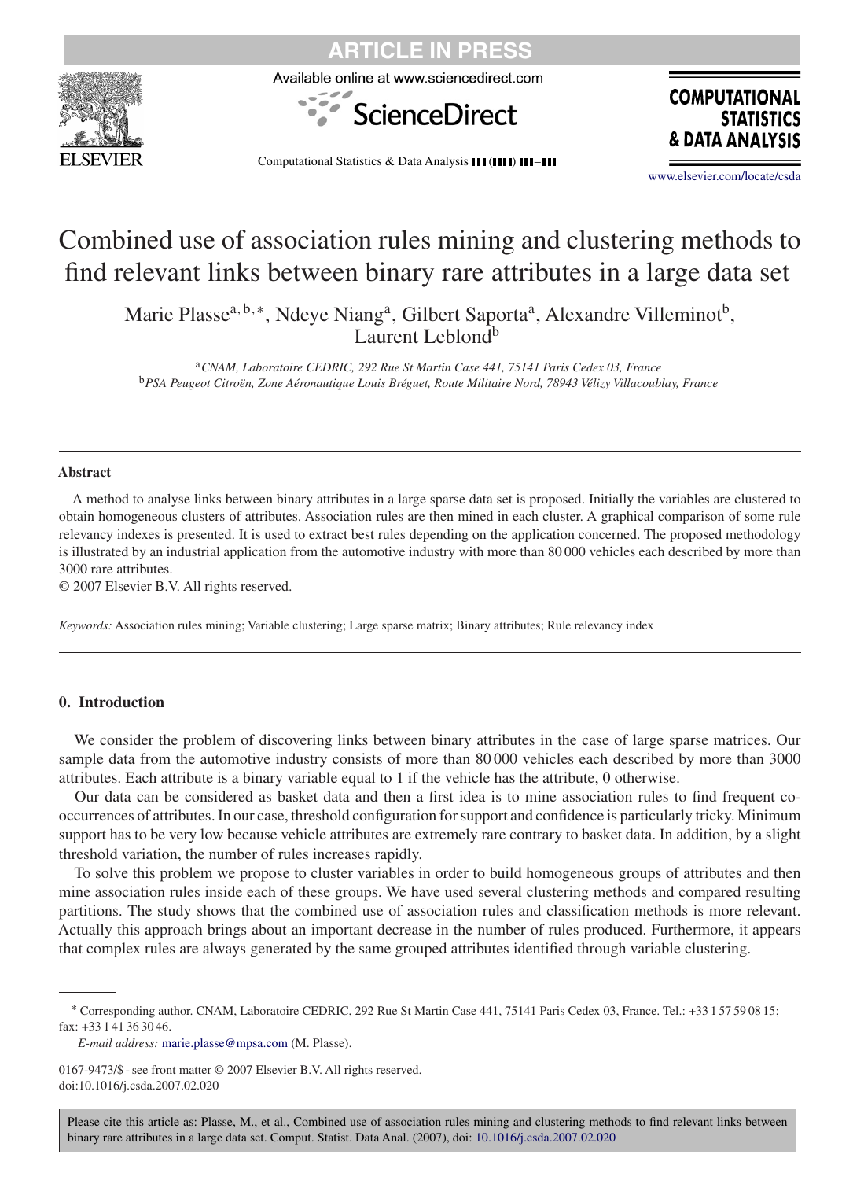# Combined use of association rules mining and clustering methods to find relevant links between binary rare attributes in a large data set

Marie Plasse[a, b, *], Ndeye Niang[a], Gilbert Saporta[a], Alexandre Villeminot[b], Laurent Leblond[b]

[a] *CNAM, Laboratoire CEDRIC, 292 Rue St Martin Case 441, 75141 Paris Cedex 03, France*
[b] *PSA Peugeot Citroën, Zone Aéronautique Louis Bréguet, Route Militaire Nord, 78943 Vélizy Villacoublay, France*

---

**Abstract**

A method to analyse links between binary attributes in a large sparse data set is proposed. Initially the variables are clustered to obtain homogeneous clusters of attributes. Association rules are then mined in each cluster. A graphical comparison of some rule relevancy indexes is presented. It is used to extract best rules depending on the application concerned. The proposed methodology is illustrated by an industrial application from the automotive industry with more than 80 000 vehicles each described by more than 3000 rare attributes.

© 2007 Elsevier B.V. All rights reserved.

*Keywords:* Association rules mining; Variable clustering; Large sparse matrix; Binary attributes; Rule relevancy index

---

## 0. Introduction

We consider the problem of discovering links between binary attributes in the case of large sparse matrices. Our sample data from the automotive industry consists of more than 80 000 vehicles each described by more than 3000 attributes. Each attribute is a binary variable equal to 1 if the vehicle has the attribute, 0 otherwise.

Our data can be considered as basket data and then a first idea is to mine association rules to find frequent co-occurrences of attributes. In our case, threshold configuration for support and confidence is particularly tricky. Minimum support has to be very low because vehicle attributes are extremely rare contrary to basket data. In addition, by a slight threshold variation, the number of rules increases rapidly.

To solve this problem we propose to cluster variables in order to build homogeneous groups of attributes and then mine association rules inside each of these groups. We have used several clustering methods and compared resulting partitions. The study shows that the combined use of association rules and classification methods is more relevant. Actually this approach brings about an important decrease in the number of rules produced. Furthermore, it appears that complex rules are always generated by the same grouped attributes identified through variable clustering.

---

* Corresponding author. CNAM, Laboratoire CEDRIC, 292 Rue St Martin Case 441, 75141 Paris Cedex 03, France. Tel.: +33 1 57 59 08 15; fax: +33 1 41 36 30 46.

*E-mail address:* marie.plasse@mpsa.com (M. Plasse).

0167-9473/$ - see front matter © 2007 Elsevier B.V. All rights reserved.
doi:10.1016/j.csda.2007.02.020

Please cite this article as: Plasse, M., et al., Combined use of association rules mining and clustering methods to find relevant links between binary rare attributes in a large data set. Comput. Statist. Data Anal. (2007), doi: 10.1016/j.csda.2007.02.020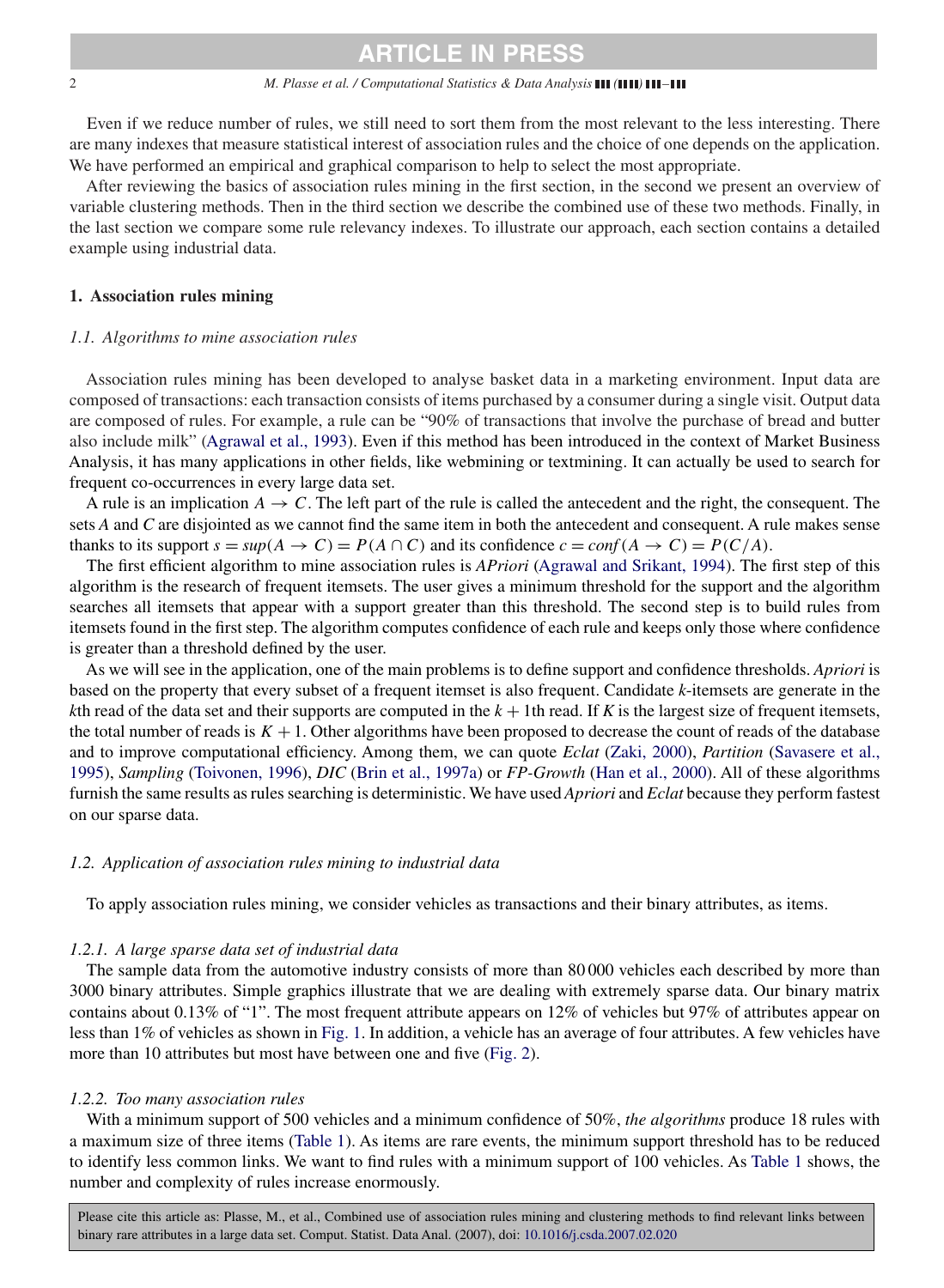Even if we reduce number of rules, we still need to sort them from the most relevant to the less interesting. There are many indexes that measure statistical interest of association rules and the choice of one depends on the application. We have performed an empirical and graphical comparison to help to select the most appropriate.

After reviewing the basics of association rules mining in the first section, in the second we present an overview of variable clustering methods. Then in the third section we describe the combined use of these two methods. Finally, in the last section we compare some rule relevancy indexes. To illustrate our approach, each section contains a detailed example using industrial data.

## 1. Association rules mining

### 1.1. Algorithms to mine association rules

Association rules mining has been developed to analyse basket data in a marketing environment. Input data are composed of transactions: each transaction consists of items purchased by a consumer during a single visit. Output data are composed of rules. For example, a rule can be "90% of transactions that involve the purchase of bread and butter also include milk" (Agrawal et al., 1993). Even if this method has been introduced in the context of Market Business Analysis, it has many applications in other fields, like webmining or textmining. It can actually be used to search for frequent co-occurrences in every large data set.

A rule is an implication $A \rightarrow C$. The left part of the rule is called the antecedent and the right, the consequent. The sets $A$ and $C$ are disjointed as we cannot find the same item in both the antecedent and consequent. A rule makes sense thanks to its support $s = sup(A \rightarrow C) = P(A \cap C)$ and its confidence $c = conf(A \rightarrow C) = P(C/A)$.

The first efficient algorithm to mine association rules is *APriori* (Agrawal and Srikant, 1994). The first step of this algorithm is the research of frequent itemsets. The user gives a minimum threshold for the support and the algorithm searches all itemsets that appear with a support greater than this threshold. The second step is to build rules from itemsets found in the first step. The algorithm computes confidence of each rule and keeps only those where confidence is greater than a threshold defined by the user.

As we will see in the application, one of the main problems is to define support and confidence thresholds. *Apriori* is based on the property that every subset of a frequent itemset is also frequent. Candidate $k$-itemsets are generate in the $k$th read of the data set and their supports are computed in the $k+1$th read. If $K$ is the largest size of frequent itemsets, the total number of reads is $K+1$. Other algorithms have been proposed to decrease the count of reads of the database and to improve computational efficiency. Among them, we can quote *Eclat* (Zaki, 2000), *Partition* (Savasere et al., 1995), *Sampling* (Toivonen, 1996), *DIC* (Brin et al., 1997a) or *FP-Growth* (Han et al., 2000). All of these algorithms furnish the same results as rules searching is deterministic. We have used *Apriori* and *Eclat* because they perform fastest on our sparse data.

### 1.2. Application of association rules mining to industrial data

To apply association rules mining, we consider vehicles as transactions and their binary attributes, as items.

#### 1.2.1. A large sparse data set of industrial data

The sample data from the automotive industry consists of more than 80 000 vehicles each described by more than 3000 binary attributes. Simple graphics illustrate that we are dealing with extremely sparse data. Our binary matrix contains about 0.13% of "1". The most frequent attribute appears on 12% of vehicles but 97% of attributes appear on less than 1% of vehicles as shown in Fig. 1. In addition, a vehicle has an average of four attributes. A few vehicles have more than 10 attributes but most have between one and five (Fig. 2).

#### 1.2.2. Too many association rules

With a minimum support of 500 vehicles and a minimum confidence of 50%, *the algorithms* produce 18 rules with a maximum size of three items (Table 1). As items are rare events, the minimum support threshold has to be reduced to identify less common links. We want to find rules with a minimum support of 100 vehicles. As Table 1 shows, the number and complexity of rules increase enormously.

Please cite this article as: Plasse, M., et al., Combined use of association rules mining and clustering methods to find relevant links between binary rare attributes in a large data set. Comput. Statist. Data Anal. (2007), doi: 10.1016/j.csda.2007.02.020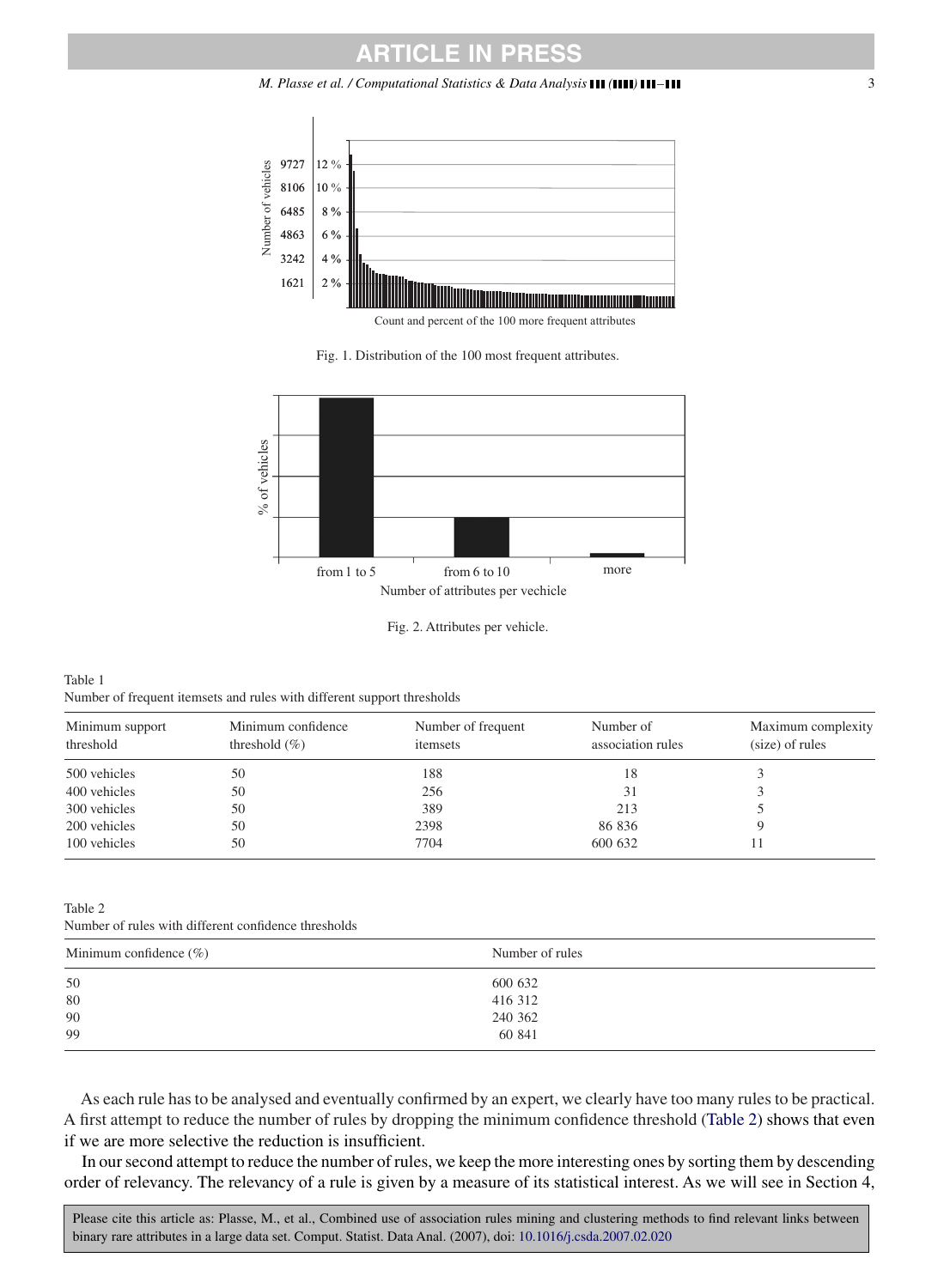Fig. 1. Distribution of the 100 most frequent attributes.

Fig. 2. Attributes per vehicle.

Table 1
Number of frequent itemsets and rules with different support thresholds

| Minimum support threshold | Minimum confidence threshold (%) | Number of frequent itemsets | Number of association rules | Maximum complexity (size) of rules |
|---|---|---|---|---|
| 500 vehicles | 50 | 188 | 18 | 3 |
| 400 vehicles | 50 | 256 | 31 | 3 |
| 300 vehicles | 50 | 389 | 213 | 5 |
| 200 vehicles | 50 | 2398 | 86 836 | 9 |
| 100 vehicles | 50 | 7704 | 600 632 | 11 |

Table 2
Number of rules with different confidence thresholds

| Minimum confidence (%) | Number of rules |
|---|---|
| 50 | 600 632 |
| 80 | 416 312 |
| 90 | 240 362 |
| 99 | 60 841 |

As each rule has to be analysed and eventually confirmed by an expert, we clearly have too many rules to be practical. A first attempt to reduce the number of rules by dropping the minimum confidence threshold (Table 2) shows that even if we are more selective the reduction is insufficient.

In our second attempt to reduce the number of rules, we keep the more interesting ones by sorting them by descending order of relevancy. The relevancy of a rule is given by a measure of its statistical interest. As we will see in Section 4,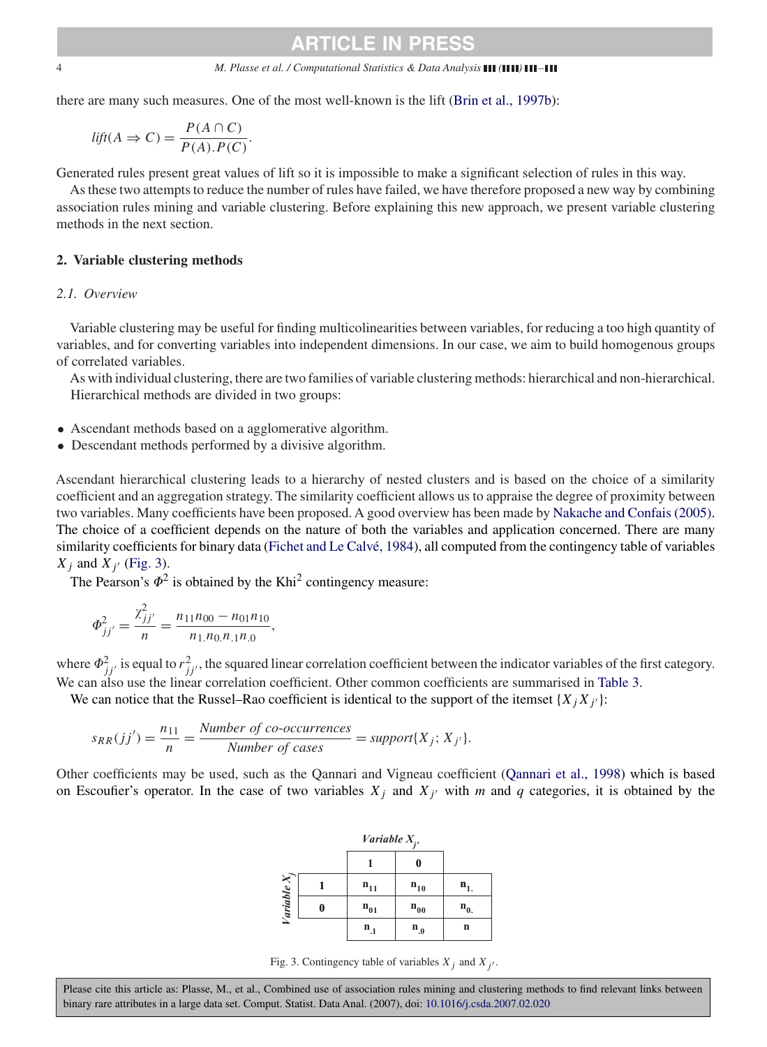there are many such measures. One of the most well-known is the lift (Brin et al., 1997b):

$$lift(A \Rightarrow C) = \frac{P(A \cap C)}{P(A).P(C)}.$$

Generated rules present great values of lift so it is impossible to make a significant selection of rules in this way.

As these two attempts to reduce the number of rules have failed, we have therefore proposed a new way by combining association rules mining and variable clustering. Before explaining this new approach, we present variable clustering methods in the next section.

## 2. Variable clustering methods

### 2.1. Overview

Variable clustering may be useful for finding multicolinearities between variables, for reducing a too high quantity of variables, and for converting variables into independent dimensions. In our case, we aim to build homogenous groups of correlated variables.

As with individual clustering, there are two families of variable clustering methods: hierarchical and non-hierarchical. Hierarchical methods are divided in two groups:

- Ascendant methods based on a agglomerative algorithm.
- Descendant methods performed by a divisive algorithm.

Ascendant hierarchical clustering leads to a hierarchy of nested clusters and is based on the choice of a similarity coefficient and an aggregation strategy. The similarity coefficient allows us to appraise the degree of proximity between two variables. Many coefficients have been proposed. A good overview has been made by Nakache and Confais (2005). The choice of a coefficient depends on the nature of both the variables and application concerned. There are many similarity coefficients for binary data (Fichet and Le Calvé, 1984), all computed from the contingency table of variables $X_j$ and $X_{j'}$ (Fig. 3).

The Pearson's $\Phi^2$ is obtained by the Khi[2] contingency measure:

$$\Phi^2_{jj'} = \frac{\chi^2_{jj'}}{n} = \frac{n_{11}n_{00} - n_{01}n_{10}}{n_{1.}n_{0.}n_{.1}n_{.0}},$$

where $\Phi^2_{jj'}$ is equal to $r^2_{jj'}$, the squared linear correlation coefficient between the indicator variables of the first category. We can also use the linear correlation coefficient. Other common coefficients are summarised in Table 3.

We can notice that the Russel–Rao coefficient is identical to the support of the itemset $\{X_j X_{j'}\}$:

$$s_{RR}(jj') = \frac{n_{11}}{n} = \frac{\textit{Number of co-occurrences}}{\textit{Number of cases}} = support\{X_j; X_{j'}\}.$$

Other coefficients may be used, such as the Qannari and Vigneau coefficient (Qannari et al., 1998) which is based on Escoufier's operator. In the case of two variables $X_j$ and $X_{j'}$ with $m$ and $q$ categories, it is obtained by the

| | | Variable $X_{j'}$ | | |
|---|---|---|---|---|
| | | 1 | 0 | |
| Variable $X_j$ | 1 | $n_{11}$ | $n_{10}$ | $n_{1.}$ |
| | 0 | $n_{01}$ | $n_{00}$ | $n_{0.}$ |
| | | $n_{.1}$ | $n_{.0}$ | $n$ |

Fig. 3. Contingency table of variables $X_j$ and $X_{j'}$.

Please cite this article as: Plasse, M., et al., Combined use of association rules mining and clustering methods to find relevant links between binary rare attributes in a large data set. Comput. Statist. Data Anal. (2007), doi: 10.1016/j.csda.2007.02.020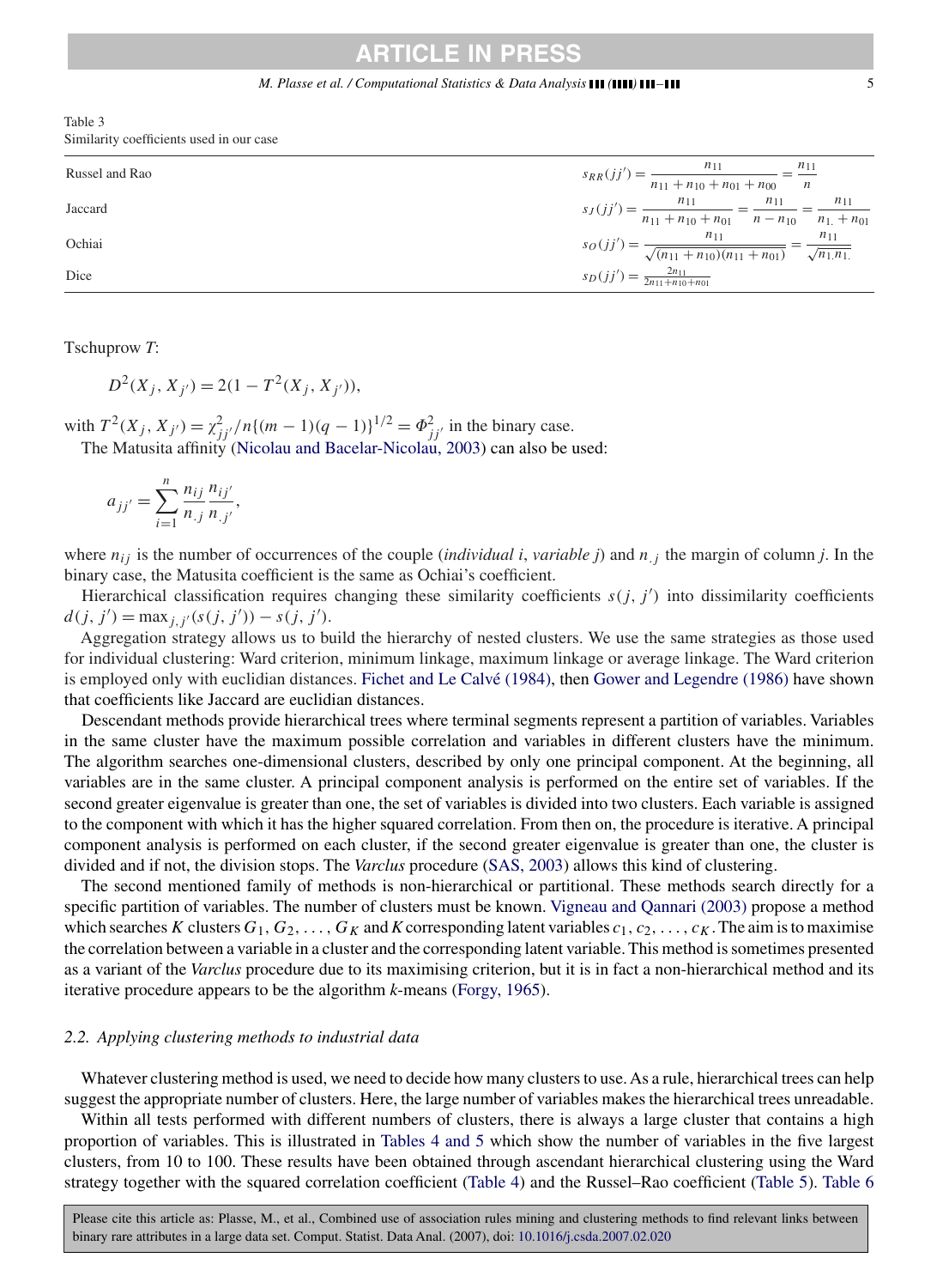Table 3
Similarity coefficients used in our case

| | |
|---|---|
| Russel and Rao | $s_{RR}(jj') = \dfrac{n_{11}}{n_{11}+n_{10}+n_{01}+n_{00}} = \dfrac{n_{11}}{n}$ |
| Jaccard | $s_J(jj') = \dfrac{n_{11}}{n_{11}+n_{10}+n_{01}} = \dfrac{n_{11}}{n-n_{10}} = \dfrac{n_{11}}{n_{1.}+n_{01}}$ |
| Ochiai | $s_O(jj') = \dfrac{n_{11}}{\sqrt{(n_{11}+n_{10})(n_{11}+n_{01})}} = \dfrac{n_{11}}{\sqrt{n_{1.}n_{1.}}}$ |
| Dice | $s_D(jj') = \frac{2n_{11}}{2n_{11}+n_{10}+n_{01}}$ |

Tschuprow $T$:

$$D^2(X_j, X_{j'}) = 2(1 - T^2(X_j, X_{j'})),$$

with $T^2(X_j, X_{j'}) = \chi^2_{jj'}/n\{(m-1)(q-1)\}^{1/2} = \Phi^2_{jj'}$ in the binary case.

The Matusita affinity (Nicolau and Bacelar-Nicolau, 2003) can also be used:

$$a_{jj'} = \sum_{i=1}^{n} \frac{n_{ij}}{n_{.j}} \frac{n_{ij'}}{n_{.j'}},$$

where $n_{ij}$ is the number of occurrences of the couple (*individual* $i$, *variable* $j$) and $n_{.j}$ the margin of column $j$. In the binary case, the Matusita coefficient is the same as Ochiai's coefficient.

Hierarchical classification requires changing these similarity coefficients $s(j, j')$ into dissimilarity coefficients $d(j, j') = \max_{j,j'}(s(j, j')) - s(j, j')$.

Aggregation strategy allows us to build the hierarchy of nested clusters. We use the same strategies as those used for individual clustering: Ward criterion, minimum linkage, maximum linkage or average linkage. The Ward criterion is employed only with euclidian distances. Fichet and Le Calvé (1984), then Gower and Legendre (1986) have shown that coefficients like Jaccard are euclidian distances.

Descendant methods provide hierarchical trees where terminal segments represent a partition of variables. Variables in the same cluster have the maximum possible correlation and variables in different clusters have the minimum. The algorithm searches one-dimensional clusters, described by only one principal component. At the beginning, all variables are in the same cluster. A principal component analysis is performed on the entire set of variables. If the second greater eigenvalue is greater than one, the set of variables is divided into two clusters. Each variable is assigned to the component with which it has the higher squared correlation. From then on, the procedure is iterative. A principal component analysis is performed on each cluster, if the second greater eigenvalue is greater than one, the cluster is divided and if not, the division stops. The *Varclus* procedure (SAS, 2003) allows this kind of clustering.

The second mentioned family of methods is non-hierarchical or partitional. These methods search directly for a specific partition of variables. The number of clusters must be known. Vigneau and Qannari (2003) propose a method which searches $K$ clusters $G_1, G_2, \ldots, G_K$ and $K$ corresponding latent variables $c_1, c_2, \ldots, c_K$. The aim is to maximise the correlation between a variable in a cluster and the corresponding latent variable. This method is sometimes presented as a variant of the *Varclus* procedure due to its maximising criterion, but it is in fact a non-hierarchical method and its iterative procedure appears to be the algorithm $k$-means (Forgy, 1965).

### 2.2. Applying clustering methods to industrial data

Whatever clustering method is used, we need to decide how many clusters to use. As a rule, hierarchical trees can help suggest the appropriate number of clusters. Here, the large number of variables makes the hierarchical trees unreadable.

Within all tests performed with different numbers of clusters, there is always a large cluster that contains a high proportion of variables. This is illustrated in Tables 4 and 5 which show the number of variables in the five largest clusters, from 10 to 100. These results have been obtained through ascendant hierarchical clustering using the Ward strategy together with the squared correlation coefficient (Table 4) and the Russel–Rao coefficient (Table 5). Table 6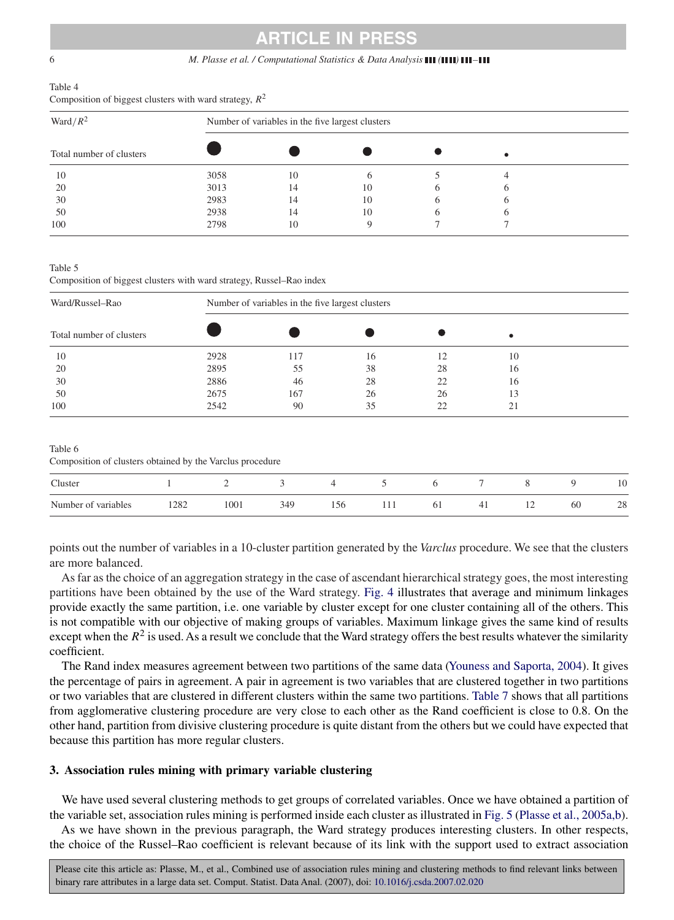Table 4
Composition of biggest clusters with ward strategy, $R^2$

| Ward/$R^2$ | Number of variables in the five largest clusters | | | | |
|---|---|---|---|---|---|
| Total number of clusters | ⬤ | ● | ● | • | • |
| 10 | 3058 | 10 | 6 | 5 | 4 |
| 20 | 3013 | 14 | 10 | 6 | 6 |
| 30 | 2983 | 14 | 10 | 6 | 6 |
| 50 | 2938 | 14 | 10 | 6 | 6 |
| 100 | 2798 | 10 | 9 | 7 | 7 |

Table 5
Composition of biggest clusters with ward strategy, Russel–Rao index

| Ward/Russel–Rao | Number of variables in the five largest clusters | | | | |
|---|---|---|---|---|---|
| Total number of clusters | ⬤ | ● | ● | • | • |
| 10 | 2928 | 117 | 16 | 12 | 10 |
| 20 | 2895 | 55 | 38 | 28 | 16 |
| 30 | 2886 | 46 | 28 | 22 | 16 |
| 50 | 2675 | 167 | 26 | 26 | 13 |
| 100 | 2542 | 90 | 35 | 22 | 21 |

Table 6
Composition of clusters obtained by the Varclus procedure

| Cluster | 1 | 2 | 3 | 4 | 5 | 6 | 7 | 8 | 9 | 10 |
|---|---|---|---|---|---|---|---|---|---|---|
| Number of variables | 1282 | 1001 | 349 | 156 | 111 | 61 | 41 | 12 | 60 | 28 |

points out the number of variables in a 10-cluster partition generated by the *Varclus* procedure. We see that the clusters are more balanced.

As far as the choice of an aggregation strategy in the case of ascendant hierarchical strategy goes, the most interesting partitions have been obtained by the use of the Ward strategy. Fig. 4 illustrates that average and minimum linkages provide exactly the same partition, i.e. one variable by cluster except for one cluster containing all of the others. This is not compatible with our objective of making groups of variables. Maximum linkage gives the same kind of results except when the $R^2$ is used. As a result we conclude that the Ward strategy offers the best results whatever the similarity coefficient.

The Rand index measures agreement between two partitions of the same data (Youness and Saporta, 2004). It gives the percentage of pairs in agreement. A pair in agreement is two variables that are clustered together in two partitions or two variables that are clustered in different clusters within the same two partitions. Table 7 shows that all partitions from agglomerative clustering procedure are very close to each other as the Rand coefficient is close to 0.8. On the other hand, partition from divisive clustering procedure is quite distant from the others but we could have expected that because this partition has more regular clusters.

## 3. Association rules mining with primary variable clustering

We have used several clustering methods to get groups of correlated variables. Once we have obtained a partition of the variable set, association rules mining is performed inside each cluster as illustrated in Fig. 5 (Plasse et al., 2005a,b).

As we have shown in the previous paragraph, the Ward strategy produces interesting clusters. In other respects, the choice of the Russel–Rao coefficient is relevant because of its link with the support used to extract association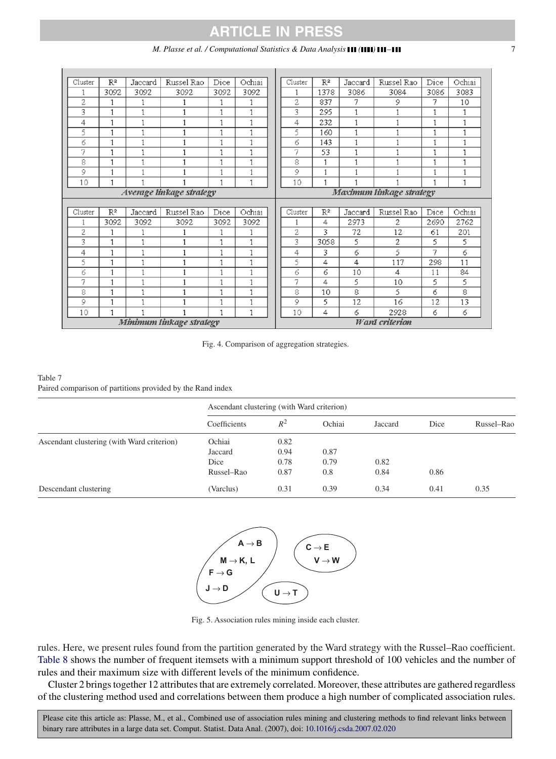| Cluster | $R^2$ | Jaccard | Russel Rao | Dice | Ochiai |
|---|---|---|---|---|---|
| 1 | 3092 | 3092 | 3092 | 3092 | 3092 |
| 2 | 1 | 1 | 1 | 1 | 1 |
| 3 | 1 | 1 | 1 | 1 | 1 |
| 4 | 1 | 1 | 1 | 1 | 1 |
| 5 | 1 | 1 | 1 | 1 | 1 |
| 6 | 1 | 1 | 1 | 1 | 1 |
| 7 | 1 | 1 | 1 | 1 | 1 |
| 8 | 1 | 1 | 1 | 1 | 1 |
| 9 | 1 | 1 | 1 | 1 | 1 |
| 10 | 1 | 1 | 1 | 1 | 1 |

*Average linkage strategy*

| Cluster | $R^2$ | Jaccard | Russel Rao | Dice | Ochiai |
|---|---|---|---|---|---|
| 1 | 1378 | 3086 | 3084 | 3086 | 3083 |
| 2 | 837 | 7 | 9 | 7 | 10 |
| 3 | 295 | 1 | 1 | 1 | 1 |
| 4 | 232 | 1 | 1 | 1 | 1 |
| 5 | 160 | 1 | 1 | 1 | 1 |
| 6 | 143 | 1 | 1 | 1 | 1 |
| 7 | 53 | 1 | 1 | 1 | 1 |
| 8 | 1 | 1 | 1 | 1 | 1 |
| 9 | 1 | 1 | 1 | 1 | 1 |
| 10 | 1 | 1 | 1 | 1 | 1 |

*Maximum linkage strategy*

| Cluster | $R^2$ | Jaccard | Russel Rao | Dice | Ochiai |
|---|---|---|---|---|---|
| 1 | 3092 | 3092 | 3092 | 3092 | 3092 |
| 2 | 1 | 1 | 1 | 1 | 1 |
| 3 | 1 | 1 | 1 | 1 | 1 |
| 4 | 1 | 1 | 1 | 1 | 1 |
| 5 | 1 | 1 | 1 | 1 | 1 |
| 6 | 1 | 1 | 1 | 1 | 1 |
| 7 | 1 | 1 | 1 | 1 | 1 |
| 8 | 1 | 1 | 1 | 1 | 1 |
| 9 | 1 | 1 | 1 | 1 | 1 |
| 10 | 1 | 1 | 1 | 1 | 1 |

*Minimum linkage strategy*

| Cluster | $R^2$ | Jaccard | Russel Rao | Dice | Ochiai |
|---|---|---|---|---|---|
| 1 | 4 | 2973 | 2 | 2690 | 2762 |
| 2 | 3 | 72 | 12 | 61 | 201 |
| 3 | 3058 | 5 | 2 | 5 | 5 |
| 4 | 3 | 6 | 5 | 7 | 6 |
| 5 | 4 | 4 | 117 | 298 | 11 |
| 6 | 6 | 10 | 4 | 11 | 84 |
| 7 | 4 | 5 | 10 | 5 | 5 |
| 8 | 10 | 8 | 5 | 6 | 8 |
| 9 | 5 | 12 | 16 | 12 | 13 |
| 10 | 4 | 6 | 2928 | 6 | 6 |

*Ward criterion*

Fig. 4. Comparison of aggregation strategies.

Table 7
Paired comparison of partitions provided by the Rand index

| | Ascendant clustering (with Ward criterion) | | | | | |
|---|---|---|---|---|---|---|
| | Coefficients | $R^2$ | Ochiai | Jaccard | Dice | Russel–Rao |
| Ascendant clustering (with Ward criterion) | Ochiai | 0.82 | | | | |
| | Jaccard | 0.94 | 0.87 | | | |
| | Dice | 0.78 | 0.79 | 0.82 | | |
| | Russel–Rao | 0.87 | 0.8 | 0.84 | 0.86 | |
| Descendant clustering | (Varclus) | 0.31 | 0.39 | 0.34 | 0.41 | 0.35 |

Fig. 5. Association rules mining inside each cluster.

rules. Here, we present rules found from the partition generated by the Ward strategy with the Russel–Rao coefficient. Table 8 shows the number of frequent itemsets with a minimum support threshold of 100 vehicles and the number of rules and their maximum size with different levels of the minimum confidence.

Cluster 2 brings together 12 attributes that are extremely correlated. Moreover, these attributes are gathered regardless of the clustering method used and correlations between them produce a high number of complicated association rules.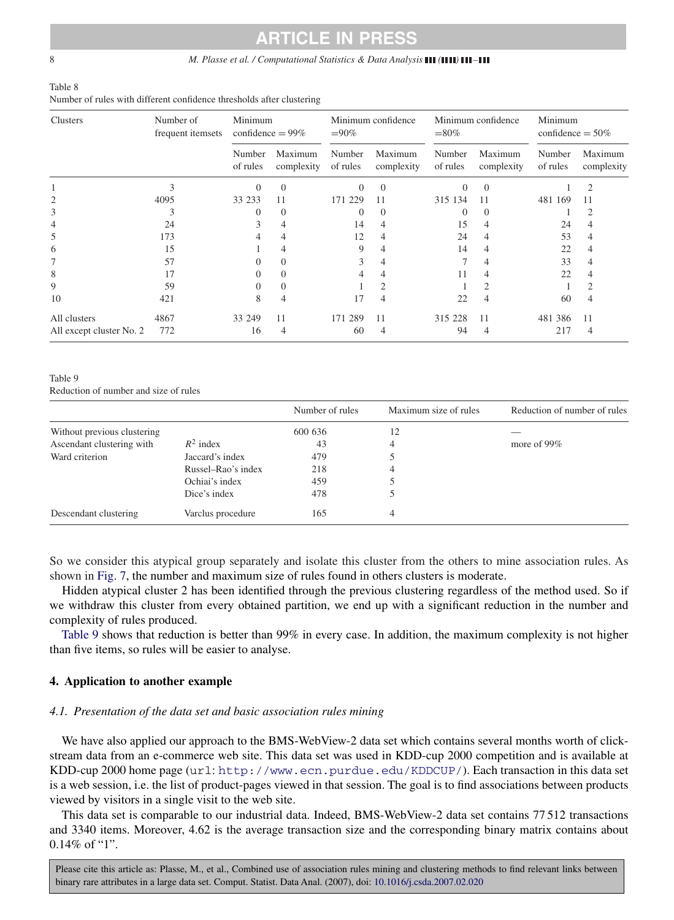Table 8
Number of rules with different confidence thresholds after clustering

| Clusters | Number of frequent itemsets | Minimum confidence = 99% | | Minimum confidence =90% | | Minimum confidence =80% | | Minimum confidence = 50% | |
|---|---|---|---|---|---|---|---|---|---|
| | | Number of rules | Maximum complexity | Number of rules | Maximum complexity | Number of rules | Maximum complexity | Number of rules | Maximum complexity |
| 1 | 3 | 0 | 0 | 0 | 0 | 0 | 0 | 1 | 2 |
| 2 | 4095 | 33 233 | 11 | 171 229 | 11 | 315 134 | 11 | 481 169 | 11 |
| 3 | 3 | 0 | 0 | 0 | 0 | 0 | 0 | 1 | 2 |
| 4 | 24 | 3 | 4 | 14 | 4 | 15 | 4 | 24 | 4 |
| 5 | 173 | 4 | 4 | 12 | 4 | 24 | 4 | 53 | 4 |
| 6 | 15 | 1 | 4 | 9 | 4 | 14 | 4 | 22 | 4 |
| 7 | 57 | 0 | 0 | 3 | 4 | 7 | 4 | 33 | 4 |
| 8 | 17 | 0 | 0 | 4 | 4 | 11 | 4 | 22 | 4 |
| 9 | 59 | 0 | 0 | 1 | 2 | 1 | 2 | 1 | 2 |
| 10 | 421 | 8 | 4 | 17 | 4 | 22 | 4 | 60 | 4 |
| All clusters | 4867 | 33 249 | 11 | 171 289 | 11 | 315 228 | 11 | 481 386 | 11 |
| All except cluster No. 2 | 772 | 16 | 4 | 60 | 4 | 94 | 4 | 217 | 4 |

Table 9
Reduction of number and size of rules

| | | Number of rules | Maximum size of rules | Reduction of number of rules |
|---|---|---|---|---|
| Without previous clustering | | 600 636 | 12 | — |
| Ascendant clustering with | $R^2$ index | 43 | 4 | more of 99% |
| Ward criterion | Jaccard's index | 479 | 5 | |
| | Russel–Rao's index | 218 | 4 | |
| | Ochiai's index | 459 | 5 | |
| | Dice's index | 478 | 5 | |
| Descendant clustering | Varclus procedure | 165 | 4 | |

So we consider this atypical group separately and isolate this cluster from the others to mine association rules. As shown in Fig. 7, the number and maximum size of rules found in others clusters is moderate.

Hidden atypical cluster 2 has been identified through the previous clustering regardless of the method used. So if we withdraw this cluster from every obtained partition, we end up with a significant reduction in the number and complexity of rules produced.

Table 9 shows that reduction is better than 99% in every case. In addition, the maximum complexity is not higher than five items, so rules will be easier to analyse.

## 4. Application to another example

### *4.1. Presentation of the data set and basic association rules mining*

We have also applied our approach to the BMS-WebView-2 data set which contains several months worth of click-stream data from an e-commerce web site. This data set was used in KDD-cup 2000 competition and is available at KDD-cup 2000 home page (url: http://www.ecn.purdue.edu/KDDCUP/). Each transaction in this data set is a web session, i.e. the list of product-pages viewed in that session. The goal is to find associations between products viewed by visitors in a single visit to the web site.

This data set is comparable to our industrial data. Indeed, BMS-WebView-2 data set contains 77 512 transactions and 3340 items. Moreover, 4.62 is the average transaction size and the corresponding binary matrix contains about 0.14% of "1".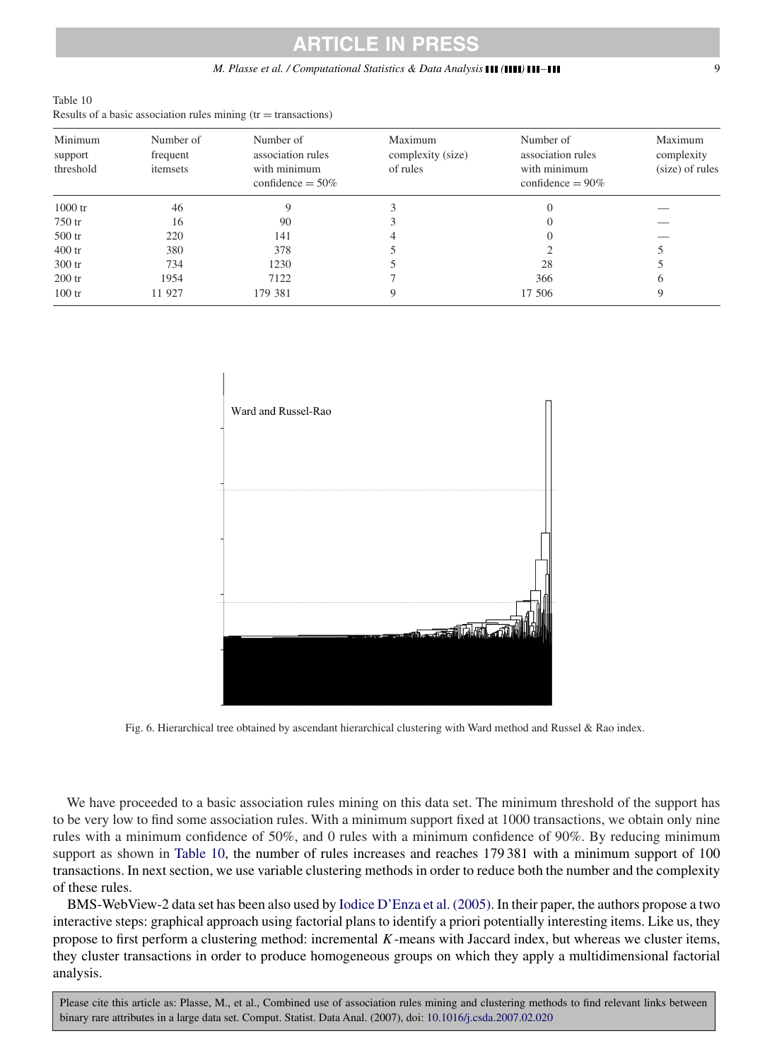Table 10
Results of a basic association rules mining (tr = transactions)

| Minimum support threshold | Number of frequent itemsets | Number of association rules with minimum confidence = 50% | Maximum complexity (size) of rules | Number of association rules with minimum confidence = 90% | Maximum complexity (size) of rules |
|---|---|---|---|---|---|
| 1000 tr | 46 | 9 | 3 | 0 | — |
| 750 tr | 16 | 90 | 3 | 0 | — |
| 500 tr | 220 | 141 | 4 | 0 | — |
| 400 tr | 380 | 378 | 5 | 2 | 5 |
| 300 tr | 734 | 1230 | 5 | 28 | 5 |
| 200 tr | 1954 | 7122 | 7 | 366 | 6 |
| 100 tr | 11 927 | 179 381 | 9 | 17 506 | 9 |

Ward and Russel-Rao

Fig. 6. Hierarchical tree obtained by ascendant hierarchical clustering with Ward method and Russel & Rao index.

We have proceeded to a basic association rules mining on this data set. The minimum threshold of the support has to be very low to find some association rules. With a minimum support fixed at 1000 transactions, we obtain only nine rules with a minimum confidence of 50%, and 0 rules with a minimum confidence of 90%. By reducing minimum support as shown in Table 10, the number of rules increases and reaches 179 381 with a minimum support of 100 transactions. In next section, we use variable clustering methods in order to reduce both the number and the complexity of these rules.

BMS-WebView-2 data set has been also used by Iodice D'Enza et al. (2005). In their paper, the authors propose a two interactive steps: graphical approach using factorial plans to identify a priori potentially interesting items. Like us, they propose to first perform a clustering method: incremental $K$-means with Jaccard index, but whereas we cluster items, they cluster transactions in order to produce homogeneous groups on which they apply a multidimensional factorial analysis.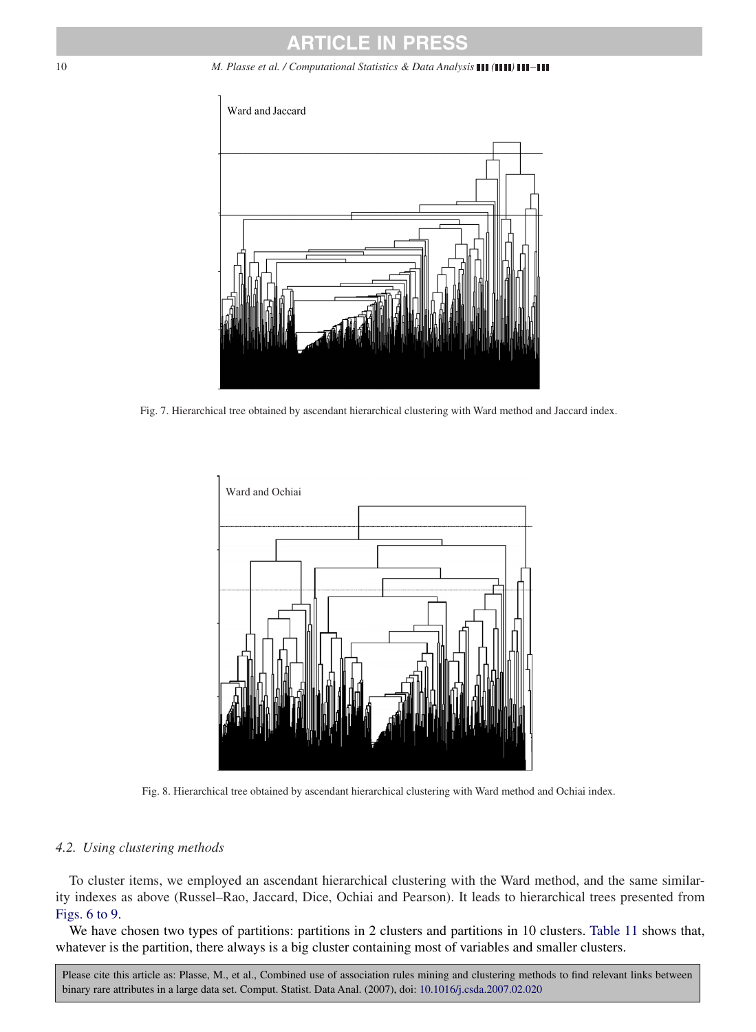Ward and Jaccard

Fig. 7. Hierarchical tree obtained by ascendant hierarchical clustering with Ward method and Jaccard index.

Ward and Ochiai

Fig. 8. Hierarchical tree obtained by ascendant hierarchical clustering with Ward method and Ochiai index.

### *4.2. Using clustering methods*

To cluster items, we employed an ascendant hierarchical clustering with the Ward method, and the same similarity indexes as above (Russel–Rao, Jaccard, Dice, Ochiai and Pearson). It leads to hierarchical trees presented from Figs. 6 to 9.

We have chosen two types of partitions: partitions in 2 clusters and partitions in 10 clusters. Table 11 shows that, whatever is the partition, there always is a big cluster containing most of variables and smaller clusters.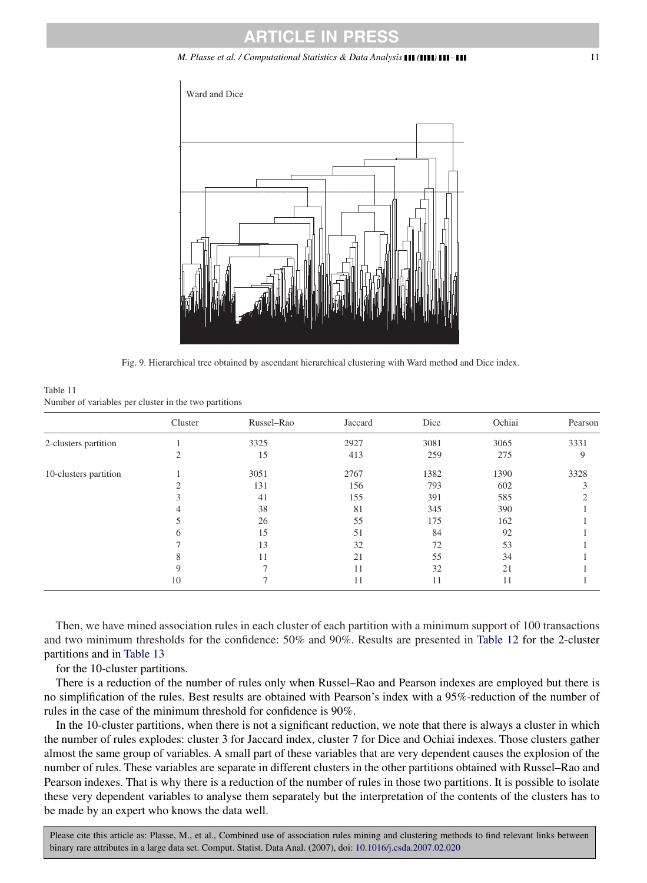Ward and Dice

Fig. 9. Hierarchical tree obtained by ascendant hierarchical clustering with Ward method and Dice index.

Table 11
Number of variables per cluster in the two partitions

| | Cluster | Russel–Rao | Jaccard | Dice | Ochiai | Pearson |
|---|---|---|---|---|---|---|
| 2-clusters partition | 1 | 3325 | 2927 | 3081 | 3065 | 3331 |
| | 2 | 15 | 413 | 259 | 275 | 9 |
| 10-clusters partition | 1 | 3051 | 2767 | 1382 | 1390 | 3328 |
| | 2 | 131 | 156 | 793 | 602 | 3 |
| | 3 | 41 | 155 | 391 | 585 | 2 |
| | 4 | 38 | 81 | 345 | 390 | 1 |
| | 5 | 26 | 55 | 175 | 162 | 1 |
| | 6 | 15 | 51 | 84 | 92 | 1 |
| | 7 | 13 | 32 | 72 | 53 | 1 |
| | 8 | 11 | 21 | 55 | 34 | 1 |
| | 9 | 7 | 11 | 32 | 21 | 1 |
| | 10 | 7 | 11 | 11 | 11 | 1 |

Then, we have mined association rules in each cluster of each partition with a minimum support of 100 transactions and two minimum thresholds for the confidence: 50% and 90%. Results are presented in Table 12 for the 2-cluster partitions and in Table 13

for the 10-cluster partitions.

There is a reduction of the number of rules only when Russel–Rao and Pearson indexes are employed but there is no simplification of the rules. Best results are obtained with Pearson's index with a 95%-reduction of the number of rules in the case of the minimum threshold for confidence is 90%.

In the 10-cluster partitions, when there is not a significant reduction, we note that there is always a cluster in which the number of rules explodes: cluster 3 for Jaccard index, cluster 7 for Dice and Ochiai indexes. Those clusters gather almost the same group of variables. A small part of these variables that are very dependent causes the explosion of the number of rules. These variables are separate in different clusters in the other partitions obtained with Russel–Rao and Pearson indexes. That is why there is a reduction of the number of rules in those two partitions. It is possible to isolate these very dependent variables to analyse them separately but the interpretation of the contents of the clusters has to be made by an expert who knows the data well.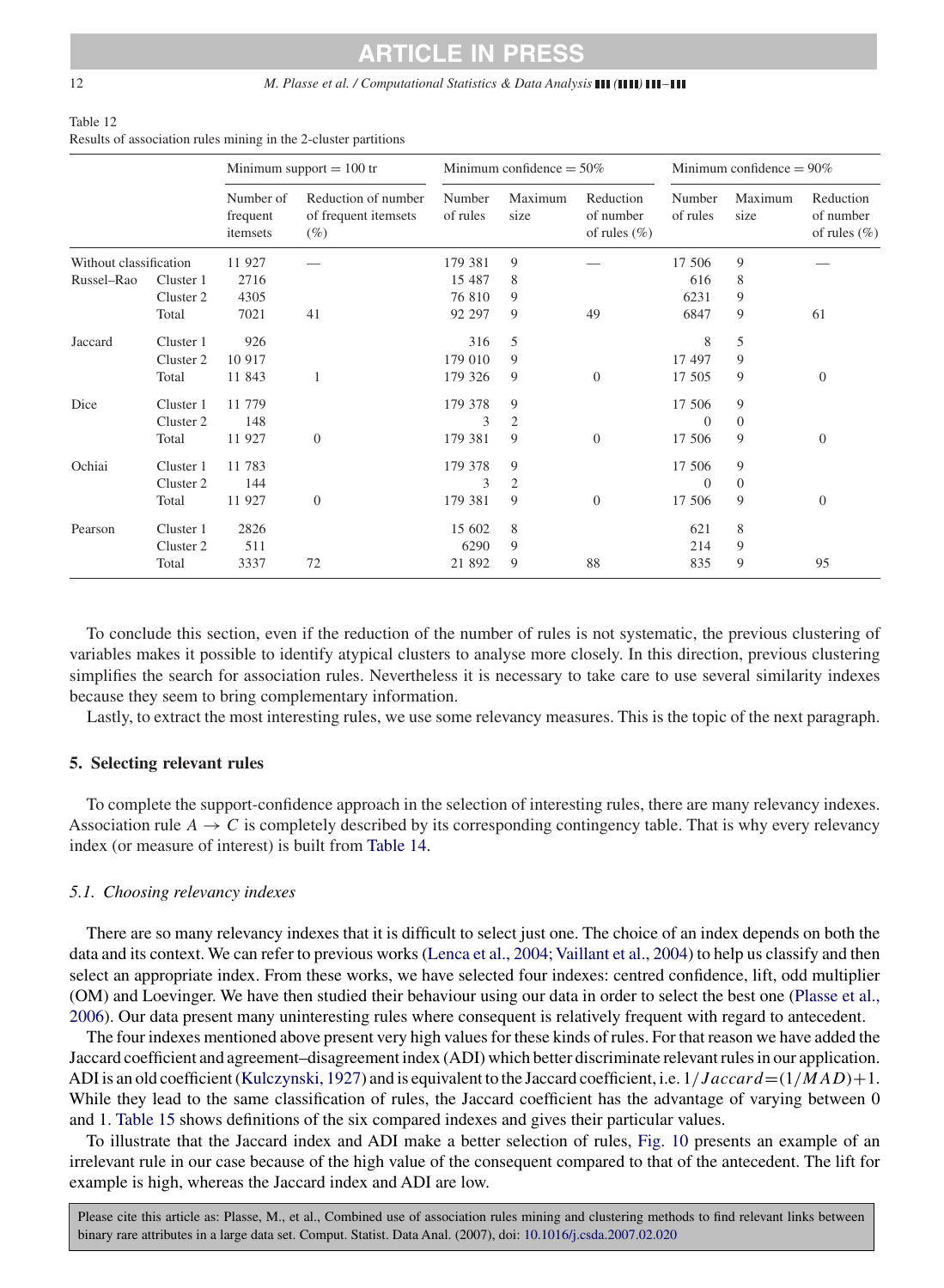Table 12
Results of association rules mining in the 2-cluster partitions

| | | Minimum support = 100 tr | | Minimum confidence = 50% | | | Minimum confidence = 90% | | |
|---|---|---|---|---|---|---|---|---|---|
| | | Number of frequent itemsets | Reduction of number of frequent itemsets (%) | Number of rules | Maximum size | Reduction of number of rules (%) | Number of rules | Maximum size | Reduction of number of rules (%) |
| Without classification | | 11 927 | — | 179 381 | 9 | — | 17 506 | 9 | — |
| Russel–Rao | Cluster 1 | 2716 | | 15 487 | 8 | | 616 | 8 | |
| | Cluster 2 | 4305 | | 76 810 | 9 | | 6231 | 9 | |
| | Total | 7021 | 41 | 92 297 | 9 | 49 | 6847 | 9 | 61 |
| Jaccard | Cluster 1 | 926 | | 316 | 5 | | 8 | 5 | |
| | Cluster 2 | 10 917 | | 179 010 | 9 | | 17 497 | 9 | |
| | Total | 11 843 | 1 | 179 326 | 9 | 0 | 17 505 | 9 | 0 |
| Dice | Cluster 1 | 11 779 | | 179 378 | 9 | | 17 506 | 9 | |
| | Cluster 2 | 148 | | 3 | 2 | | 0 | 0 | |
| | Total | 11 927 | 0 | 179 381 | 9 | 0 | 17 506 | 9 | 0 |
| Ochiai | Cluster 1 | 11 783 | | 179 378 | 9 | | 17 506 | 9 | |
| | Cluster 2 | 144 | | 3 | 2 | | 0 | 0 | |
| | Total | 11 927 | 0 | 179 381 | 9 | 0 | 17 506 | 9 | 0 |
| Pearson | Cluster 1 | 2826 | | 15 602 | 8 | | 621 | 8 | |
| | Cluster 2 | 511 | | 6290 | 9 | | 214 | 9 | |
| | Total | 3337 | 72 | 21 892 | 9 | 88 | 835 | 9 | 95 |

To conclude this section, even if the reduction of the number of rules is not systematic, the previous clustering of variables makes it possible to identify atypical clusters to analyse more closely. In this direction, previous clustering simplifies the search for association rules. Nevertheless it is necessary to take care to use several similarity indexes because they seem to bring complementary information.

Lastly, to extract the most interesting rules, we use some relevancy measures. This is the topic of the next paragraph.

## 5. Selecting relevant rules

To complete the support-confidence approach in the selection of interesting rules, there are many relevancy indexes. Association rule $A \rightarrow C$ is completely described by its corresponding contingency table. That is why every relevancy index (or measure of interest) is built from Table 14.

### 5.1. Choosing relevancy indexes

There are so many relevancy indexes that it is difficult to select just one. The choice of an index depends on both the data and its context. We can refer to previous works (Lenca et al., 2004; Vaillant et al., 2004) to help us classify and then select an appropriate index. From these works, we have selected four indexes: centred confidence, lift, odd multiplier (OM) and Loevinger. We have then studied their behaviour using our data in order to select the best one (Plasse et al., 2006). Our data present many uninteresting rules where consequent is relatively frequent with regard to antecedent.

The four indexes mentioned above present very high values for these kinds of rules. For that reason we have added the Jaccard coefficient and agreement–disagreement index (ADI) which better discriminate relevant rules in our application. ADI is an old coefficient (Kulczynski, 1927) and is equivalent to the Jaccard coefficient, i.e. $1/Jaccard = (1/MAD) + 1$. While they lead to the same classification of rules, the Jaccard coefficient has the advantage of varying between 0 and 1. Table 15 shows definitions of the six compared indexes and gives their particular values.

To illustrate that the Jaccard index and ADI make a better selection of rules, Fig. 10 presents an example of an irrelevant rule in our case because of the high value of the consequent compared to that of the antecedent. The lift for example is high, whereas the Jaccard index and ADI are low.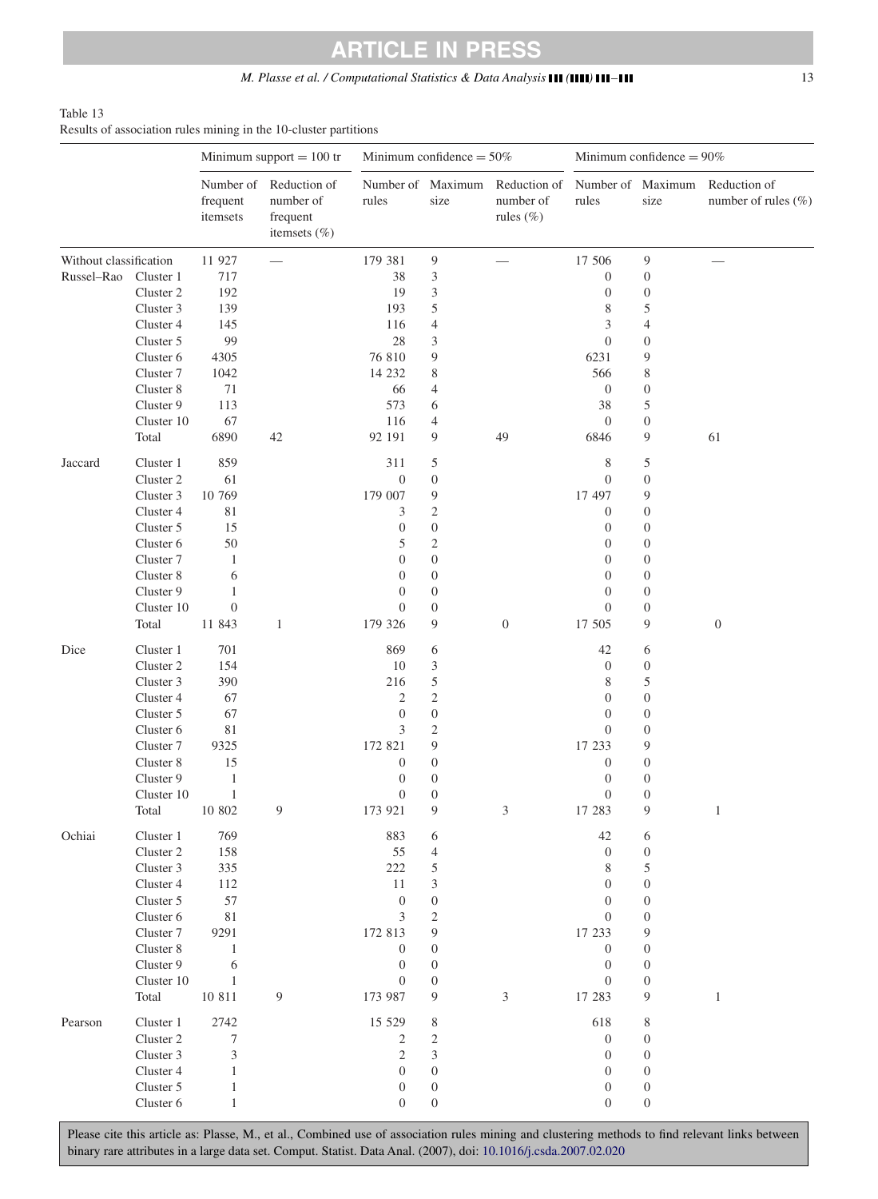Table 13
Results of association rules mining in the 10-cluster partitions

| | | Minimum support = 100 tr | | Minimum confidence = 50% | | | Minimum confidence = 90% | | |
|---|---|---|---|---|---|---|---|---|---|
| | | Number of frequent itemsets | Reduction of number of frequent itemsets (%) | Number of rules | Maximum size | Reduction of number of rules (%) | Number of rules | Maximum size | Reduction of number of rules (%) |
| Without classification | | 11 927 | — | 179 381 | 9 | — | 17 506 | 9 | — |
| Russel–Rao | Cluster 1 | 717 | | 38 | 3 | | 0 | 0 | |
| | Cluster 2 | 192 | | 19 | 3 | | 0 | 0 | |
| | Cluster 3 | 139 | | 193 | 5 | | 8 | 5 | |
| | Cluster 4 | 145 | | 116 | 4 | | 3 | 4 | |
| | Cluster 5 | 99 | | 28 | 3 | | 0 | 0 | |
| | Cluster 6 | 4305 | | 76 810 | 9 | | 6231 | 9 | |
| | Cluster 7 | 1042 | | 14 232 | 8 | | 566 | 8 | |
| | Cluster 8 | 71 | | 66 | 4 | | 0 | 0 | |
| | Cluster 9 | 113 | | 573 | 6 | | 38 | 5 | |
| | Cluster 10 | 67 | | 116 | 4 | | 0 | 0 | |
| | Total | 6890 | 42 | 92 191 | 9 | 49 | 6846 | 9 | 61 |
| Jaccard | Cluster 1 | 859 | | 311 | 5 | | 8 | 5 | |
| | Cluster 2 | 61 | | 0 | 0 | | 0 | 0 | |
| | Cluster 3 | 10 769 | | 179 007 | 9 | | 17 497 | 9 | |
| | Cluster 4 | 81 | | 3 | 2 | | 0 | 0 | |
| | Cluster 5 | 15 | | 0 | 0 | | 0 | 0 | |
| | Cluster 6 | 50 | | 5 | 2 | | 0 | 0 | |
| | Cluster 7 | 1 | | 0 | 0 | | 0 | 0 | |
| | Cluster 8 | 6 | | 0 | 0 | | 0 | 0 | |
| | Cluster 9 | 1 | | 0 | 0 | | 0 | 0 | |
| | Cluster 10 | 0 | | 0 | 0 | | 0 | 0 | |
| | Total | 11 843 | 1 | 179 326 | 9 | 0 | 17 505 | 9 | 0 |
| Dice | Cluster 1 | 701 | | 869 | 6 | | 42 | 6 | |
| | Cluster 2 | 154 | | 10 | 3 | | 0 | 0 | |
| | Cluster 3 | 390 | | 216 | 5 | | 8 | 5 | |
| | Cluster 4 | 67 | | 2 | 2 | | 0 | 0 | |
| | Cluster 5 | 67 | | 0 | 0 | | 0 | 0 | |
| | Cluster 6 | 81 | | 3 | 2 | | 0 | 0 | |
| | Cluster 7 | 9325 | | 172 821 | 9 | | 17 233 | 9 | |
| | Cluster 8 | 15 | | 0 | 0 | | 0 | 0 | |
| | Cluster 9 | 1 | | 0 | 0 | | 0 | 0 | |
| | Cluster 10 | 1 | | 0 | 0 | | 0 | 0 | |
| | Total | 10 802 | 9 | 173 921 | 9 | 3 | 17 283 | 9 | 1 |
| Ochiai | Cluster 1 | 769 | | 883 | 6 | | 42 | 6 | |
| | Cluster 2 | 158 | | 55 | 4 | | 0 | 0 | |
| | Cluster 3 | 335 | | 222 | 5 | | 8 | 5 | |
| | Cluster 4 | 112 | | 11 | 3 | | 0 | 0 | |
| | Cluster 5 | 57 | | 0 | 0 | | 0 | 0 | |
| | Cluster 6 | 81 | | 3 | 2 | | 0 | 0 | |
| | Cluster 7 | 9291 | | 172 813 | 9 | | 17 233 | 9 | |
| | Cluster 8 | 1 | | 0 | 0 | | 0 | 0 | |
| | Cluster 9 | 6 | | 0 | 0 | | 0 | 0 | |
| | Cluster 10 | 1 | | 0 | 0 | | 0 | 0 | |
| | Total | 10 811 | 9 | 173 987 | 9 | 3 | 17 283 | 9 | 1 |
| Pearson | Cluster 1 | 2742 | | 15 529 | 8 | | 618 | 8 | |
| | Cluster 2 | 7 | | 2 | 2 | | 0 | 0 | |
| | Cluster 3 | 3 | | 2 | 3 | | 0 | 0 | |
| | Cluster 4 | 1 | | 0 | 0 | | 0 | 0 | |
| | Cluster 5 | 1 | | 0 | 0 | | 0 | 0 | |
| | Cluster 6 | 1 | | 0 | 0 | | 0 | 0 | |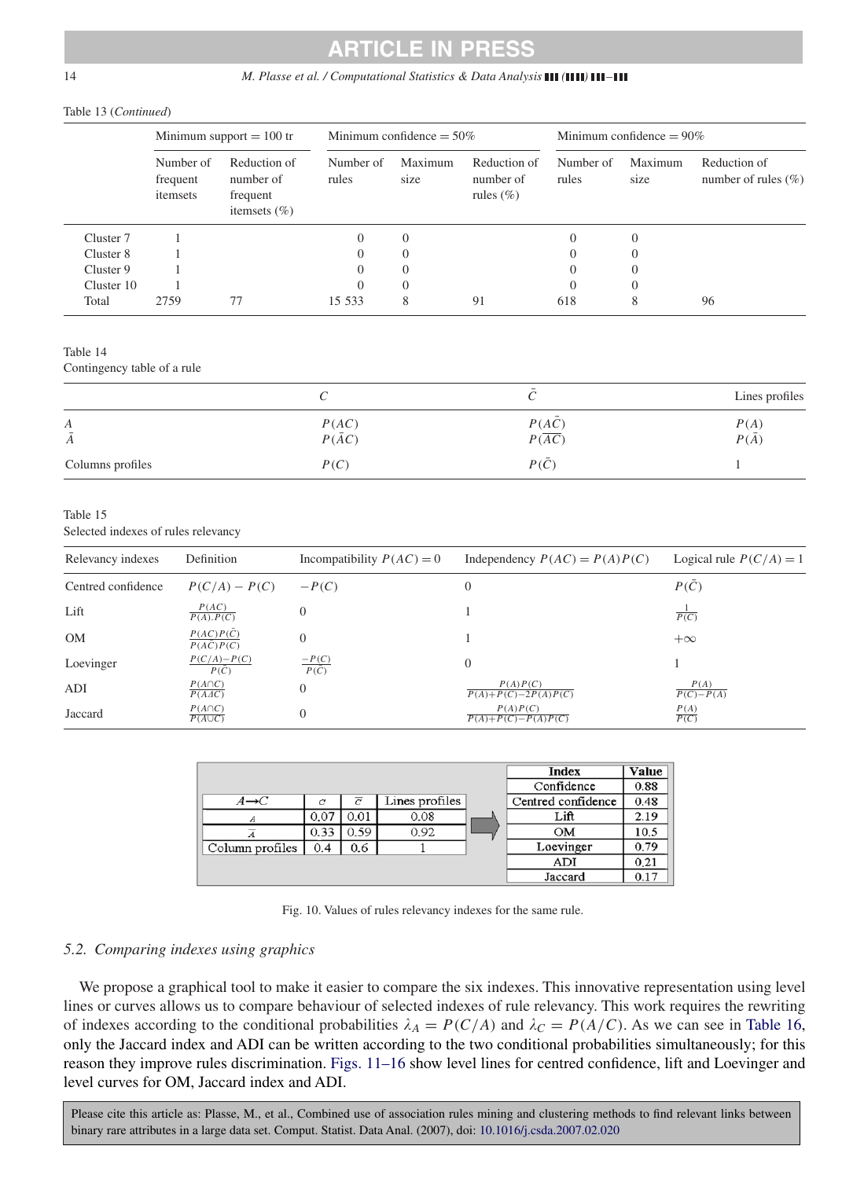Table 13 (*Continued*)

| | Minimum support = 100 tr | | Minimum confidence = 50% | | | Minimum confidence = 90% | | |
|---|---|---|---|---|---|---|---|---|
| | Number of frequent itemsets | Reduction of number of frequent itemsets (%) | Number of rules | Maximum size | Reduction of number of rules (%) | Number of rules | Maximum size | Reduction of number of rules (%) |
| Cluster 7 | 1 | | 0 | 0 | | 0 | 0 | |
| Cluster 8 | 1 | | 0 | 0 | | 0 | 0 | |
| Cluster 9 | 1 | | 0 | 0 | | 0 | 0 | |
| Cluster 10 | 1 | | 0 | 0 | | 0 | 0 | |
| Total | 2759 | 77 | 15 533 | 8 | 91 | 618 | 8 | 96 |

Table 14
Contingency table of a rule

| | $C$ | $\bar{C}$ | Lines profiles |
|---|---|---|---|
| $A$ | $P(AC)$ | $P(A\bar{C})$ | $P(A)$ |
| $\bar{A}$ | $P(\bar{A}C)$ | $P(\bar{A}\bar{C})$ | $P(\bar{A})$ |
| Columns profiles | $P(C)$ | $P(\bar{C})$ | 1 |

Table 15
Selected indexes of rules relevancy

| Relevancy indexes | Definition | Incompatibility $P(AC)=0$ | Independency $P(AC)=P(A)P(C)$ | Logical rule $P(C/A)=1$ |
|---|---|---|---|---|
| Centred confidence | $P(C/A)-P(C)$ | $-P(C)$ | 0 | $P(\bar{C})$ |
| Lift | $\frac{P(AC)}{P(A).P(C)}$ | 0 | 1 | $\frac{1}{P(C)}$ |
| OM | $\frac{P(AC)P(\bar{C})}{P(A\bar{C})P(C)}$ | 0 | 1 | $+\infty$ |
| Loevinger | $\frac{P(C/A)-P(C)}{P(\bar{C})}$ | $\frac{-P(C)}{P(\bar{C})}$ | 0 | 1 |
| ADI | $\frac{P(A\cap C)}{P(A\Delta C)}$ | 0 | $\frac{P(A)P(C)}{P(A)+P(C)-2P(A)P(C)}$ | $\frac{P(A)}{P(C)-P(A)}$ |
| Jaccard | $\frac{P(A\cap C)}{P(A\cup C)}$ | 0 | $\frac{P(A)P(C)}{P(A)+P(C)-P(A)P(C)}$ | $\frac{P(A)}{P(C)}$ |

| $A\rightarrow C$ | $c$ | $\bar{c}$ | Lines profiles |
|---|---|---|---|
| $A$ | 0.07 | 0.01 | 0.08 |
| $\bar{A}$ | 0.33 | 0.59 | 0.92 |
| Column profiles | 0.4 | 0.6 | 1 |

| Index | Value |
|---|---|
| Confidence | 0.88 |
| Centred confidence | 0.48 |
| Lift | 2.19 |
| OM | 10.5 |
| Loevinger | 0.79 |
| ADI | 0.21 |
| Jaccard | 0.17 |

Fig. 10. Values of rules relevancy indexes for the same rule.

### *5.2. Comparing indexes using graphics*

We propose a graphical tool to make it easier to compare the six indexes. This innovative representation using level lines or curves allows us to compare behaviour of selected indexes of rule relevancy. This work requires the rewriting of indexes according to the conditional probabilities $\lambda_A = P(C/A)$ and $\lambda_C = P(A/C)$. As we can see in Table 16, only the Jaccard index and ADI can be written according to the two conditional probabilities simultaneously; for this reason they improve rules discrimination. Figs. 11–16 show level lines for centred confidence, lift and Loevinger and level curves for OM, Jaccard index and ADI.

Please cite this article as: Plasse, M., et al., Combined use of association rules mining and clustering methods to find relevant links between binary rare attributes in a large data set. Comput. Statist. Data Anal. (2007), doi: 10.1016/j.csda.2007.02.020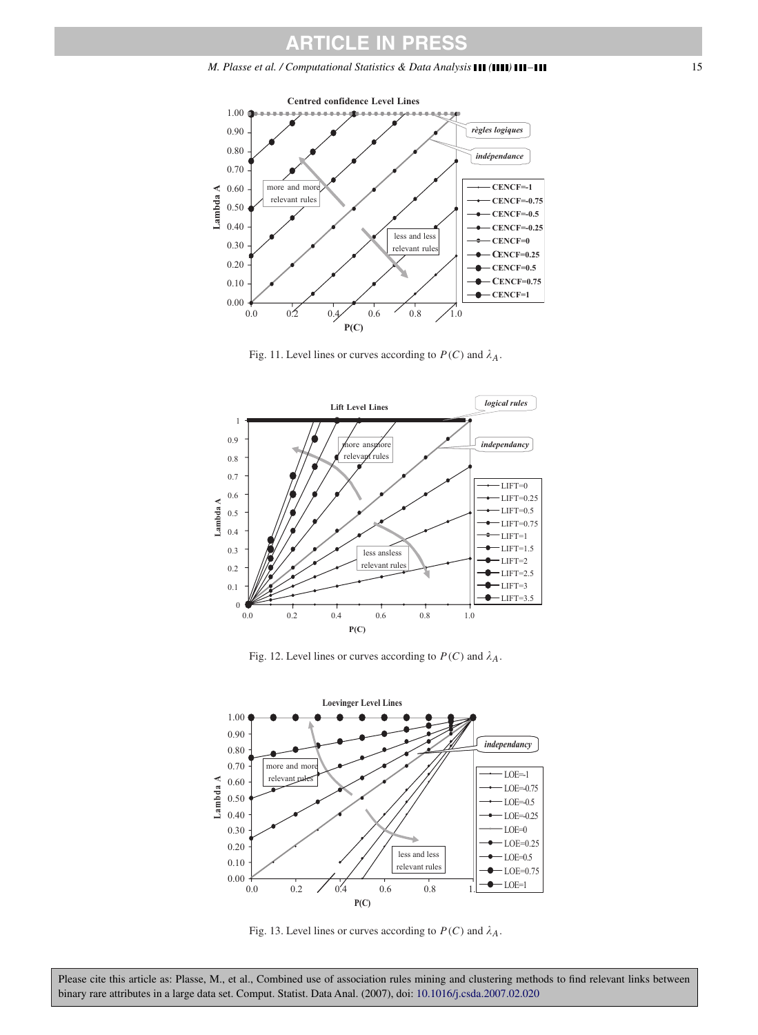Fig. 11. Level lines or curves according to $P(C)$ and $\lambda_A$.

Fig. 12. Level lines or curves according to $P(C)$ and $\lambda_A$.

Fig. 13. Level lines or curves according to $P(C)$ and $\lambda_A$.

Please cite this article as: Plasse, M., et al., Combined use of association rules mining and clustering methods to find relevant links between binary rare attributes in a large data set. Comput. Statist. Data Anal. (2007), doi: 10.1016/j.csda.2007.02.020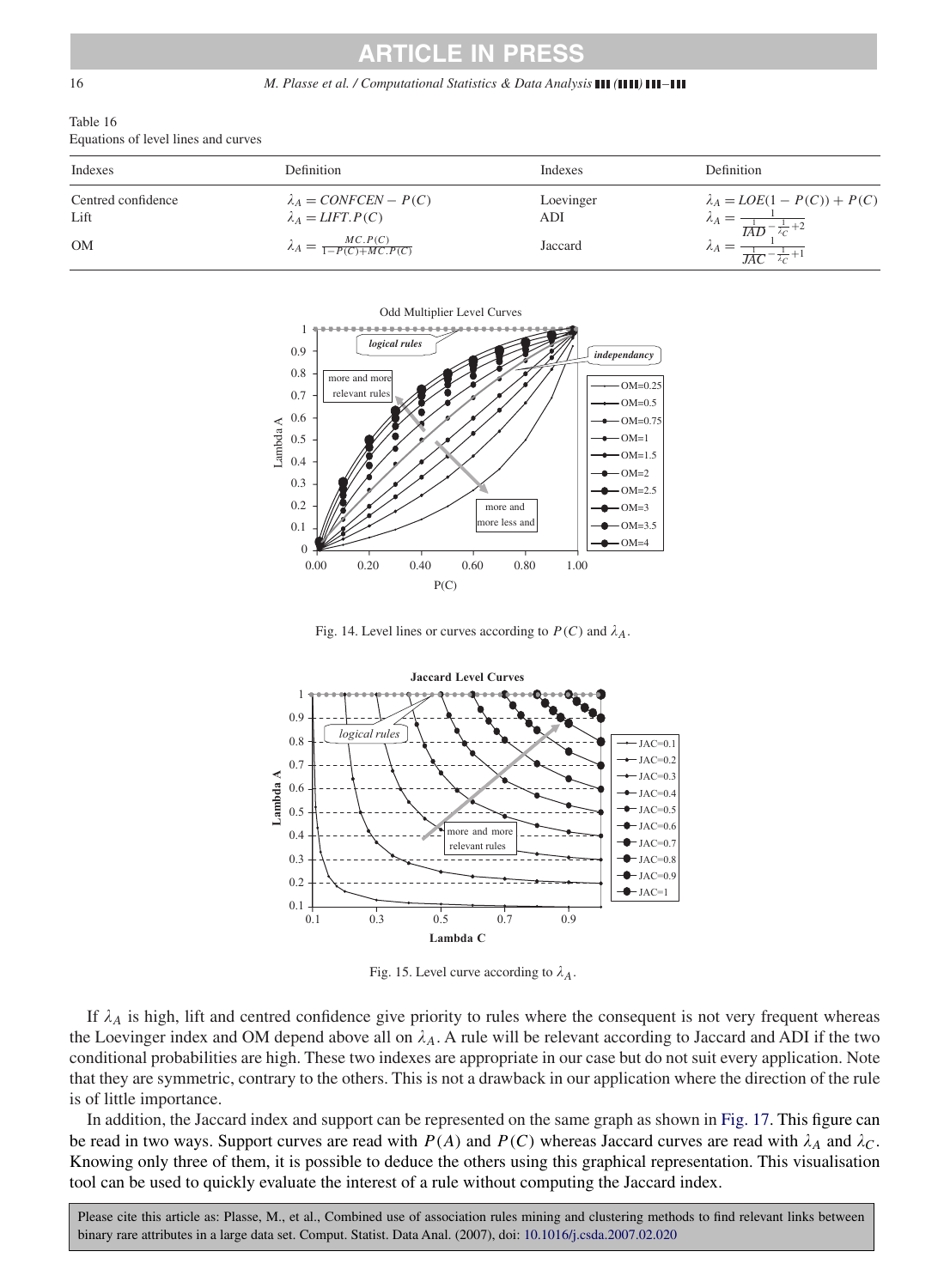Table 16
Equations of level lines and curves

| Indexes | Definition | Indexes | Definition |
|---|---|---|---|
| Centred confidence | $\lambda_A = CONFCEN - P(C)$ | Loevinger | $\lambda_A = LOE(1 - P(C)) + P(C)$ |
| Lift | $\lambda_A = LIFT.P(C)$ | ADI | $\lambda_A = \frac{1}{\frac{1}{IAD} - \frac{1}{\lambda_C} + 2}$ |
| OM | $\lambda_A = \frac{MC.P(C)}{1 - P(C) + MC.P(C)}$ | Jaccard | $\lambda_A = \frac{1}{\frac{1}{JAC} - \frac{1}{\lambda_C} + 1}$ |

Fig. 14. Level lines or curves according to $P(C)$ and $\lambda_A$.

Fig. 15. Level curve according to $\lambda_A$.

If $\lambda_A$ is high, lift and centred confidence give priority to rules where the consequent is not very frequent whereas the Loevinger index and OM depend above all on $\lambda_A$. A rule will be relevant according to Jaccard and ADI if the two conditional probabilities are high. These two indexes are appropriate in our case but do not suit every application. Note that they are symmetric, contrary to the others. This is not a drawback in our application where the direction of the rule is of little importance.

In addition, the Jaccard index and support can be represented on the same graph as shown in Fig. 17. This figure can be read in two ways. Support curves are read with $P(A)$ and $P(C)$ whereas Jaccard curves are read with $\lambda_A$ and $\lambda_C$. Knowing only three of them, it is possible to deduce the others using this graphical representation. This visualisation tool can be used to quickly evaluate the interest of a rule without computing the Jaccard index.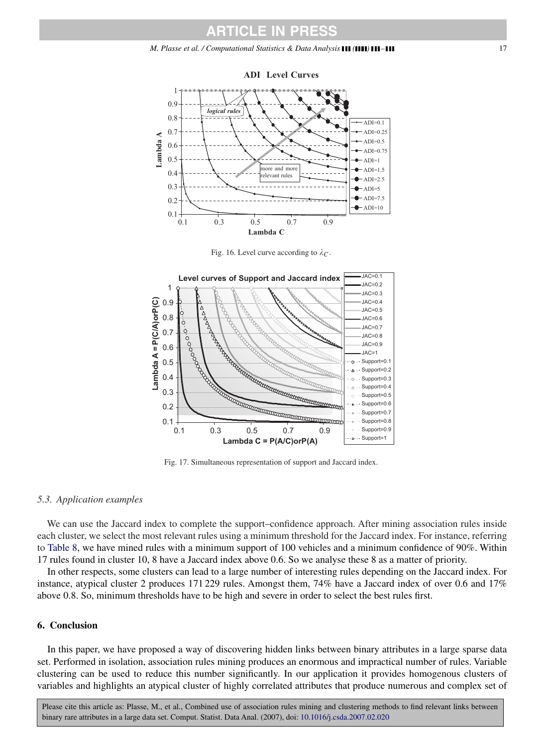Fig. 16. Level curve according to $\lambda_C$.

Fig. 17. Simultaneous representation of support and Jaccard index.

### 5.3. Application examples

We can use the Jaccard index to complete the support–confidence approach. After mining association rules inside each cluster, we select the most relevant rules using a minimum threshold for the Jaccard index. For instance, referring to Table 8, we have mined rules with a minimum support of 100 vehicles and a minimum confidence of 90%. Within 17 rules found in cluster 10, 8 have a Jaccard index above 0.6. So we analyse these 8 as a matter of priority.

In other respects, some clusters can lead to a large number of interesting rules depending on the Jaccard index. For instance, atypical cluster 2 produces 171 229 rules. Amongst them, 74% have a Jaccard index of over 0.6 and 17% above 0.8. So, minimum thresholds have to be high and severe in order to select the best rules first.

## 6. Conclusion

In this paper, we have proposed a way of discovering hidden links between binary attributes in a large sparse data set. Performed in isolation, association rules mining produces an enormous and impractical number of rules. Variable clustering can be used to reduce this number significantly. In our application it provides homogenous clusters of variables and highlights an atypical cluster of highly correlated attributes that produce numerous and complex set of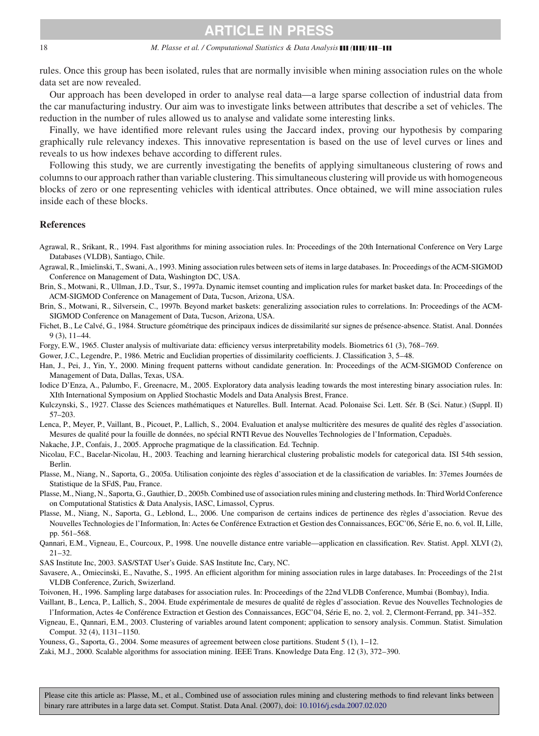rules. Once this group has been isolated, rules that are normally invisible when mining association rules on the whole data set are now revealed.

Our approach has been developed in order to analyse real data—a large sparse collection of industrial data from the car manufacturing industry. Our aim was to investigate links between attributes that describe a set of vehicles. The reduction in the number of rules allowed us to analyse and validate some interesting links.

Finally, we have identified more relevant rules using the Jaccard index, proving our hypothesis by comparing graphically rule relevancy indexes. This innovative representation is based on the use of level curves or lines and reveals to us how indexes behave according to different rules.

Following this study, we are currently investigating the benefits of applying simultaneous clustering of rows and columns to our approach rather than variable clustering. This simultaneous clustering will provide us with homogeneous blocks of zero or one representing vehicles with identical attributes. Once obtained, we will mine association rules inside each of these blocks.

## References

Agrawal, R., Srikant, R., 1994. Fast algorithms for mining association rules. In: Proceedings of the 20th International Conference on Very Large Databases (VLDB), Santiago, Chile.

Agrawal, R., Imielinski, T., Swani, A., 1993. Mining association rules between sets of items in large databases. In: Proceedings of the ACM-SIGMOD Conference on Management of Data, Washington DC, USA.

Brin, S., Motwani, R., Ullman, J.D., Tsur, S., 1997a. Dynamic itemset counting and implication rules for market basket data. In: Proceedings of the ACM-SIGMOD Conference on Management of Data, Tucson, Arizona, USA.

Brin, S., Motwani, R., Silversein, C., 1997b. Beyond market baskets: generalizing association rules to correlations. In: Proceedings of the ACM-SIGMOD Conference on Management of Data, Tucson, Arizona, USA.

Fichet, B., Le Calvé, G., 1984. Structure géométrique des principaux indices de dissimilarité sur signes de présence-absence. Statist. Anal. Données 9 (3), 11–44.

Forgy, E.W., 1965. Cluster analysis of multivariate data: efficiency versus interpretability models. Biometrics 61 (3), 768–769.

Gower, J.C., Legendre, P., 1986. Metric and Euclidian properties of dissimilarity coefficients. J. Classification 3, 5–48.

Han, J., Pei, J., Yin, Y., 2000. Mining frequent patterns without candidate generation. In: Proceedings of the ACM-SIGMOD Conference on Management of Data, Dallas, Texas, USA.

Iodice D'Enza, A., Palumbo, F., Greenacre, M., 2005. Exploratory data analysis leading towards the most interesting binary association rules. In: XIth International Symposium on Applied Stochastic Models and Data Analysis Brest, France.

Kulczynski, S., 1927. Classe des Sciences mathématiques et Naturelles. Bull. Internat. Acad. Polonaise Sci. Lett. Sér. B (Sci. Natur.) (Suppl. II) 57–203.

Lenca, P., Meyer, P., Vaillant, B., Picouet, P., Lallich, S., 2004. Evaluation et analyse multicritère des mesures de qualité des règles d'association. Mesures de qualité pour la fouille de données, no spécial RNTI Revue des Nouvelles Technologies de l'Information, Cepaduès.

Nakache, J.P., Confais, J., 2005. Approche pragmatique de la classification. Ed. Technip.

Nicolau, F.C., Bacelar-Nicolau, H., 2003. Teaching and learning hierarchical clustering probalistic models for categorical data. ISI 54th session, Berlin.

Plasse, M., Niang, N., Saporta, G., 2005a. Utilisation conjointe des règles d'association et de la classification de variables. In: 37emes Journées de Statistique de la SFdS, Pau, France.

Plasse, M., Niang, N., Saporta, G., Gauthier, D., 2005b. Combined use of association rules mining and clustering methods. In: Third World Conference on Computational Statistics & Data Analysis, IASC, Limassol, Cyprus.

Plasse, M., Niang, N., Saporta, G., Leblond, L., 2006. Une comparison de certains indices de pertinence des règles d'association. Revue des Nouvelles Technologies de l'Information, In: Actes 6e Conférence Extraction et Gestion des Connaissances, EGC'06, Série E, no. 6, vol. II, Lille, pp. 561–568.

Qannari, E.M., Vigneau, E., Courcoux, P., 1998. Une nouvelle distance entre variable—application en classification. Rev. Statist. Appl. XLVI (2), 21–32.

SAS Institute Inc, 2003. SAS/STAT User's Guide. SAS Institute Inc, Cary, NC.

Savasere, A., Omiecinski, E., Navathe, S., 1995. An efficient algorithm for mining association rules in large databases. In: Proceedings of the 21st VLDB Conference, Zurich, Swizerland.

Toivonen, H., 1996. Sampling large databases for association rules. In: Proceedings of the 22nd VLDB Conference, Mumbai (Bombay), India.

Vaillant, B., Lenca, P., Lallich, S., 2004. Etude expérimentale de mesures de qualité de règles d'association. Revue des Nouvelles Technologies de l'Information, Actes 4e Conférence Extraction et Gestion des Connaissances, EGC'04, Série E, no. 2, vol. 2, Clermont-Ferrand, pp. 341–352.

Vigneau, E., Qannari, E.M., 2003. Clustering of variables around latent component; application to sensory analysis. Commun. Statist. Simulation Comput. 32 (4), 1131–1150.

Youness, G., Saporta, G., 2004. Some measures of agreement between close partitions. Student 5 (1), 1–12.

Zaki, M.J., 2000. Scalable algorithms for association mining. IEEE Trans. Knowledge Data Eng. 12 (3), 372–390.

Please cite this article as: Plasse, M., et al., Combined use of association rules mining and clustering methods to find relevant links between binary rare attributes in a large data set. Comput. Statist. Data Anal. (2007), doi: 10.1016/j.csda.2007.02.020